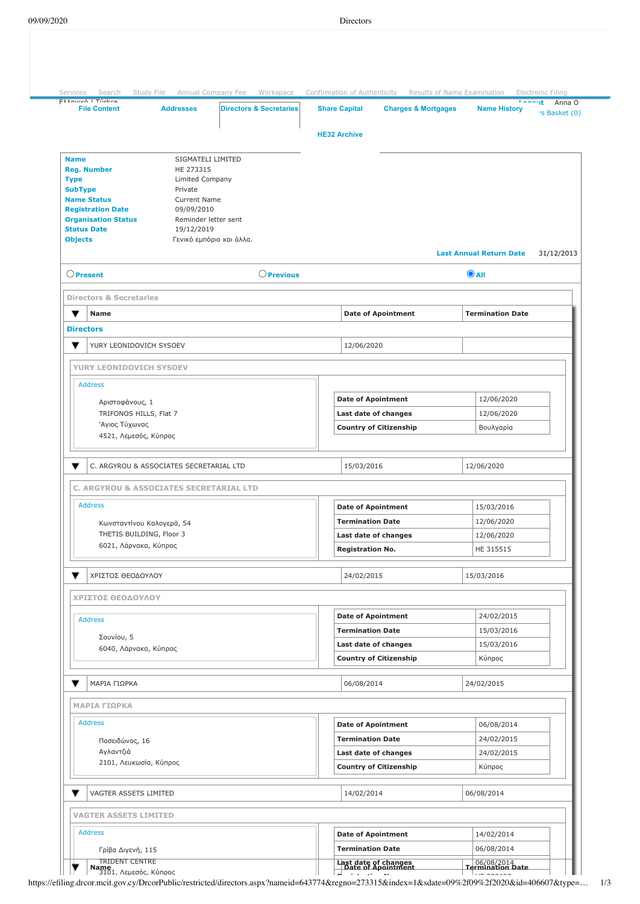Services Search Study File Annual Company Fee Workspace Confirmation of Authenticity Results of Name Examination Electronic Filing

File Content | Addresses | Directors & Secretaries | Share Capital | Charges & Mortgages | Name History

HE32 Archive

| | |
|---|---|
| **Name** | SIGMATELI LIMITED |
| **Reg. Number** | HE 273315 |
| **Type** | Limited Company |
| **SubType** | Private |
| **Name Status** | Current Name |
| **Registration Date** | 09/09/2010 |
| **Organisation Status** | Reminder letter sent |
| **Status Date** | 19/12/2019 |
| **Objects** | Γενικό εμπόριο και άλλα. |

**Last Annual Return Date** 31/12/2013

○ Present ○ Previous ◉ All

## Directors & Secretaries

| Name | Date of Appointment | Termination Date |
|---|---|---|

### Directors

| Name | Date of Appointment | Termination Date |
|---|---|---|
| YURY LEONIDOVICH SYSOEV | 12/06/2020 | |

**YURY LEONIDOVICH SYSOEV**

Address

Αριστοφάνους, 1
TRIFONOS HILLS, Flat 7
'Αγιος Τύχωνας
4521, Λεμεσός, Κύπρος

| | |
|---|---|
| **Date of Appointment** | 12/06/2020 |
| **Last date of changes** | 12/06/2020 |
| **Country of Citizenship** | Βουλγαρία |

| Name | Date of Appointment | Termination Date |
|---|---|---|
| C. ARGYROU & ASSOCIATES SECRETARIAL LTD | 15/03/2016 | 12/06/2020 |

**C. ARGYROU & ASSOCIATES SECRETARIAL LTD**

Address

Κωνσταντίνου Καλογερά, 54
THETIS BUILDING, Floor 3
6021, Λάρνακα, Κύπρος

| | |
|---|---|
| **Date of Appointment** | 15/03/2016 |
| **Termination Date** | 12/06/2020 |
| **Last date of changes** | 12/06/2020 |
| **Registration No.** | HE 315515 |

| Name | Date of Appointment | Termination Date |
|---|---|---|
| ΧΡΙΣΤΟΣ ΘΕΟΔΟΥΛΟΥ | 24/02/2015 | 15/03/2016 |

**ΧΡΙΣΤΟΣ ΘΕΟΔΟΥΛΟΥ**

Address

Σουνίου, 5
6040, Λάρνακα, Κύπρος

| | |
|---|---|
| **Date of Appointment** | 24/02/2015 |
| **Termination Date** | 15/03/2016 |
| **Last date of changes** | 15/03/2016 |
| **Country of Citizenship** | Κύπρος |

| Name | Date of Appointment | Termination Date |
|---|---|---|
| ΜΑΡΙΑ ΓΙΩΡΚΑ | 06/08/2014 | 24/02/2015 |

**ΜΑΡΙΑ ΓΙΩΡΚΑ**

Address

Ποσειδώνος, 16
Αγλαντζιά
2101, Λευκωσία, Κύπρος

| | |
|---|---|
| **Date of Appointment** | 06/08/2014 |
| **Termination Date** | 24/02/2015 |
| **Last date of changes** | 24/02/2015 |
| **Country of Citizenship** | Κύπρος |

| Name | Date of Appointment | Termination Date |
|---|---|---|
| VAGTER ASSETS LIMITED | 14/02/2014 | 06/08/2014 |

**VAGTER ASSETS LIMITED**

Address

Γρίβα Διγενή, 115
TRIDENT CENTRE
3101, Λεμεσός, Κύπρος

| | |
|---|---|
| **Date of Appointment** | 14/02/2014 |
| **Termination Date** | 06/08/2014 |
| **Last date of changes** | 06/08/2014 |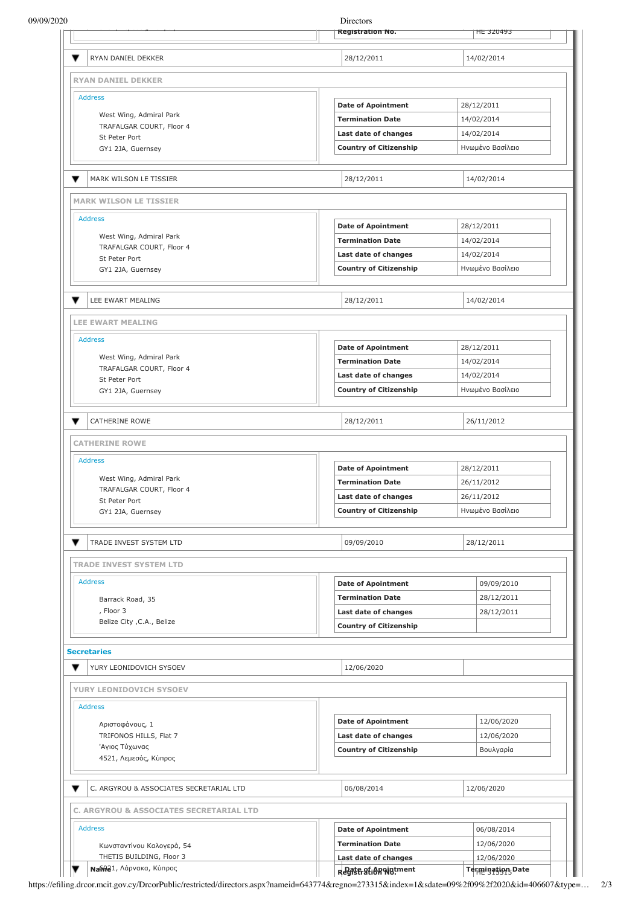| Registration No. | HE 320493 |
|---|---|

▼ RYAN DANIEL DEKKER | 28/12/2011 | 14/02/2014

**RYAN DANIEL DEKKER**

Address

West Wing, Admiral Park
TRAFALGAR COURT, Floor 4
St Peter Port
GY1 2JA, Guernsey

| Date of Apointment | 28/12/2011 |
|---|---|
| Termination Date | 14/02/2014 |
| Last date of changes | 14/02/2014 |
| Country of Citizenship | Ηνωμένο Βασίλειο |

▼ MARK WILSON LE TISSIER | 28/12/2011 | 14/02/2014

**MARK WILSON LE TISSIER**

Address

West Wing, Admiral Park
TRAFALGAR COURT, Floor 4
St Peter Port
GY1 2JA, Guernsey

| Date of Apointment | 28/12/2011 |
|---|---|
| Termination Date | 14/02/2014 |
| Last date of changes | 14/02/2014 |
| Country of Citizenship | Ηνωμένο Βασίλειο |

▼ LEE EWART MEALING | 28/12/2011 | 14/02/2014

**LEE EWART MEALING**

Address

West Wing, Admiral Park
TRAFALGAR COURT, Floor 4
St Peter Port
GY1 2JA, Guernsey

| Date of Apointment | 28/12/2011 |
|---|---|
| Termination Date | 14/02/2014 |
| Last date of changes | 14/02/2014 |
| Country of Citizenship | Ηνωμένο Βασίλειο |

▼ CATHERINE ROWE | 28/12/2011 | 26/11/2012

**CATHERINE ROWE**

Address

West Wing, Admiral Park
TRAFALGAR COURT, Floor 4
St Peter Port
GY1 2JA, Guernsey

| Date of Apointment | 28/12/2011 |
|---|---|
| Termination Date | 26/11/2012 |
| Last date of changes | 26/11/2012 |
| Country of Citizenship | Ηνωμένο Βασίλειο |

▼ TRADE INVEST SYSTEM LTD | 09/09/2010 | 28/12/2011

**TRADE INVEST SYSTEM LTD**

Address

Barrack Road, 35
, Floor 3
Belize City ,C.A., Belize

| Date of Apointment | 09/09/2010 |
|---|---|
| Termination Date | 28/12/2011 |
| Last date of changes | 28/12/2011 |
| Country of Citizenship | |

## Secretaries

▼ YURY LEONIDOVICH SYSOEV | 12/06/2020 |

**YURY LEONIDOVICH SYSOEV**

Address

Αριστοφάνους, 1
TRIFONOS HILLS, Flat 7
'Αγιος Τύχωνας
4521, Λεμεσός, Κύπρος

| Date of Apointment | 12/06/2020 |
|---|---|
| Last date of changes | 12/06/2020 |
| Country of Citizenship | Βουλγαρία |

▼ C. ARGYROU & ASSOCIATES SECRETARIAL LTD | 06/08/2014 | 12/06/2020

**C. ARGYROU & ASSOCIATES SECRETARIAL LTD**

Address

Κωνσταντίνου Καλογερά, 54
THETIS BUILDING, Floor 3
6021, Λάρνακα, Κύπρος

| Date of Apointment | 06/08/2014 |
|---|---|
| Termination Date | 12/06/2020 |
| Last date of changes | 12/06/2020 |
| Registration No. | HE 315315 |

▼ Name | Date of Apointment | Termination Date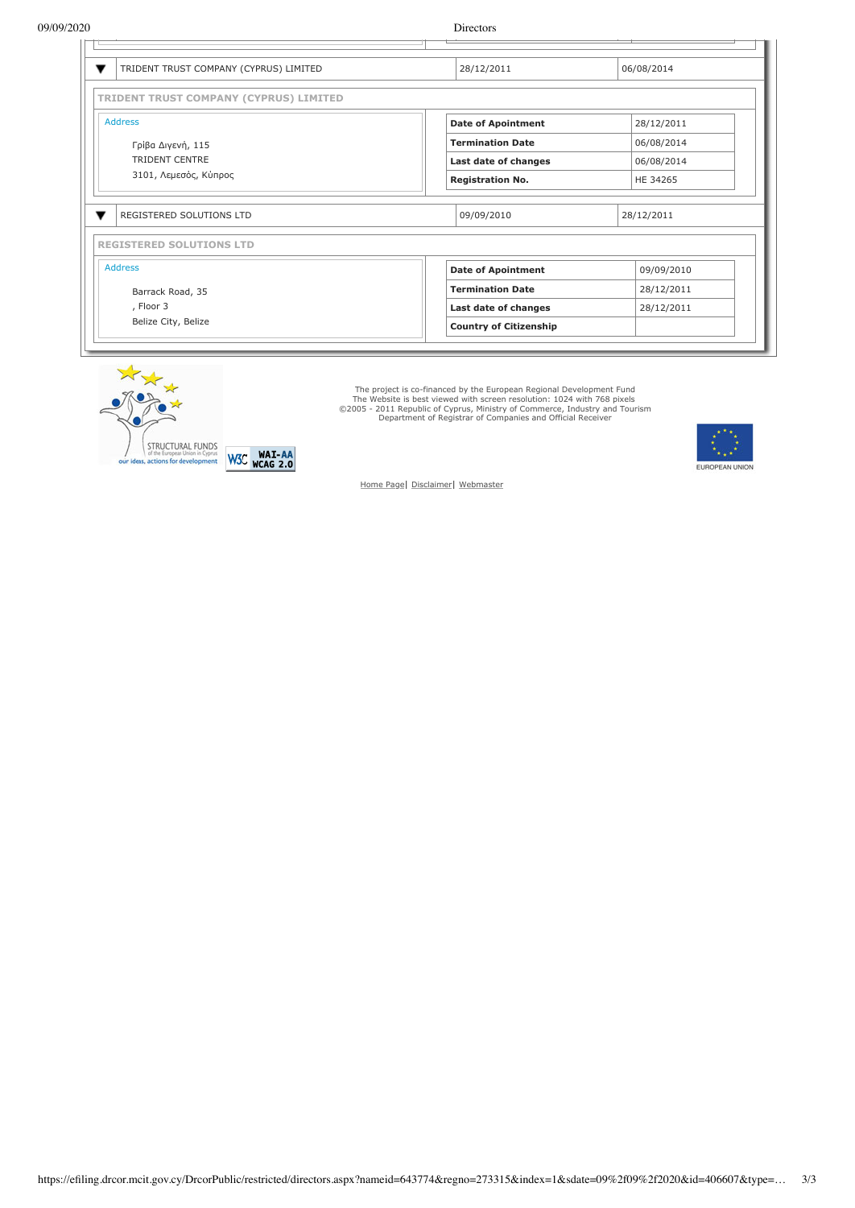| ▼ | TRIDENT TRUST COMPANY (CYPRUS) LIMITED | 28/12/2011 | 06/08/2014 |
|---|---|---|---|

**TRIDENT TRUST COMPANY (CYPRUS) LIMITED**

Address

Γρίβα Διγενή, 115
TRIDENT CENTRE
3101, Λεμεσός, Κύπρος

| | |
|---|---|
| **Date of Apointment** | 28/12/2011 |
| **Termination Date** | 06/08/2014 |
| **Last date of changes** | 06/08/2014 |
| **Registration No.** | HE 34265 |

| ▼ | REGISTERED SOLUTIONS LTD | 09/09/2010 | 28/12/2011 |
|---|---|---|---|

**REGISTERED SOLUTIONS LTD**

Address

Barrack Road, 35
, Floor 3
Belize City, Belize

| | |
|---|---|
| **Date of Apointment** | 09/09/2010 |
| **Termination Date** | 28/12/2011 |
| **Last date of changes** | 28/12/2011 |
| **Country of Citizenship** | |

STRUCTURAL FUNDS of the European Union in Cyprus
our ideas, actions for development

W3C WAI-AA WCAG 2.0

The project is co-financed by the European Regional Development Fund
The Website is best viewed with screen resolution: 1024 with 768 pixels
©2005 - 2011 Republic of Cyprus, Ministry of Commerce, Industry and Tourism
Department of Registrar of Companies and Official Receiver

EUROPEAN UNION

Home Page| Disclaimer| Webmaster